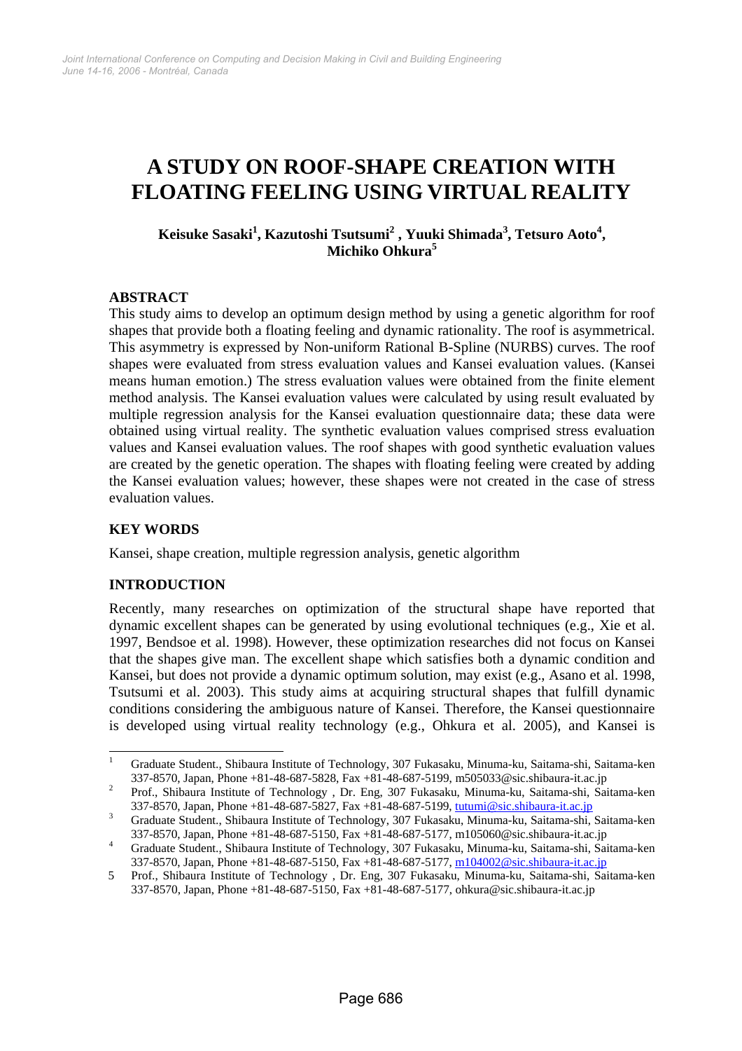# A STUDY ON ROOF-SHAPE CREATION WITH FLOATING FEELING USING VIRTUAL REALITY

**Keisuke Sasaki[1], Kazutoshi Tsutsumi[2] , Yuuki Shimada[3], Tetsuro Aoto[4], Michiko Ohkura[5]**

## ABSTRACT

This study aims to develop an optimum design method by using a genetic algorithm for roof shapes that provide both a floating feeling and dynamic rationality. The roof is asymmetrical. This asymmetry is expressed by Non-uniform Rational B-Spline (NURBS) curves. The roof shapes were evaluated from stress evaluation values and Kansei evaluation values. (Kansei means human emotion.) The stress evaluation values were obtained from the finite element method analysis. The Kansei evaluation values were calculated by using result evaluated by multiple regression analysis for the Kansei evaluation questionnaire data; these data were obtained using virtual reality. The synthetic evaluation values comprised stress evaluation values and Kansei evaluation values. The roof shapes with good synthetic evaluation values are created by the genetic operation. The shapes with floating feeling were created by adding the Kansei evaluation values; however, these shapes were not created in the case of stress evaluation values.

## KEY WORDS

Kansei, shape creation, multiple regression analysis, genetic algorithm

## INTRODUCTION

Recently, many researches on optimization of the structural shape have reported that dynamic excellent shapes can be generated by using evolutional techniques (e.g., Xie et al. 1997, Bendsoe et al. 1998). However, these optimization researches did not focus on Kansei that the shapes give man. The excellent shape which satisfies both a dynamic condition and Kansei, but does not provide a dynamic optimum solution, may exist (e.g., Asano et al. 1998, Tsutsumi et al. 2003). This study aims at acquiring structural shapes that fulfill dynamic conditions considering the ambiguous nature of Kansei. Therefore, the Kansei questionnaire is developed using virtual reality technology (e.g., Ohkura et al. 2005), and Kansei is

---

[1] Graduate Student., Shibaura Institute of Technology, 307 Fukasaku, Minuma-ku, Saitama-shi, Saitama-ken 337-8570, Japan, Phone +81-48-687-5828, Fax +81-48-687-5199, m505033@sic.shibaura-it.ac.jp

[2] Prof., Shibaura Institute of Technology , Dr. Eng, 307 Fukasaku, Minuma-ku, Saitama-shi, Saitama-ken 337-8570, Japan, Phone +81-48-687-5827, Fax +81-48-687-5199, tutumi@sic.shibaura-it.ac.jp

[3] Graduate Student., Shibaura Institute of Technology, 307 Fukasaku, Minuma-ku, Saitama-shi, Saitama-ken 337-8570, Japan, Phone +81-48-687-5150, Fax +81-48-687-5177, m105060@sic.shibaura-it.ac.jp

[4] Graduate Student., Shibaura Institute of Technology, 307 Fukasaku, Minuma-ku, Saitama-shi, Saitama-ken 337-8570, Japan, Phone +81-48-687-5150, Fax +81-48-687-5177, m104002@sic.shibaura-it.ac.jp

[5] Prof., Shibaura Institute of Technology , Dr. Eng, 307 Fukasaku, Minuma-ku, Saitama-shi, Saitama-ken 337-8570, Japan, Phone +81-48-687-5150, Fax +81-48-687-5177, ohkura@sic.shibaura-it.ac.jp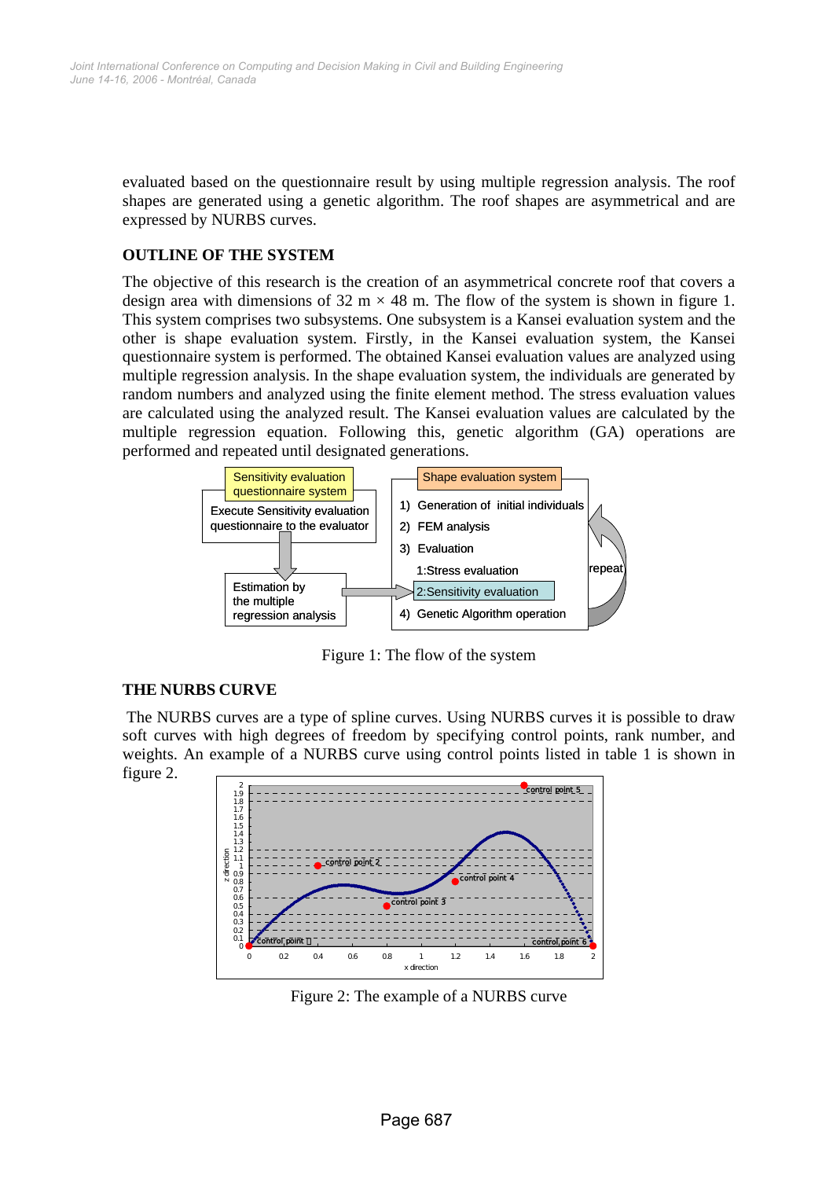evaluated based on the questionnaire result by using multiple regression analysis. The roof shapes are generated using a genetic algorithm. The roof shapes are asymmetrical and are expressed by NURBS curves.

## OUTLINE OF THE SYSTEM

The objective of this research is the creation of an asymmetrical concrete roof that covers a design area with dimensions of 32 m × 48 m. The flow of the system is shown in figure 1. This system comprises two subsystems. One subsystem is a Kansei evaluation system and the other is shape evaluation system. Firstly, in the Kansei evaluation system, the Kansei questionnaire system is performed. The obtained Kansei evaluation values are analyzed using multiple regression analysis. In the shape evaluation system, the individuals are generated by random numbers and analyzed using the finite element method. The stress evaluation values are calculated using the analyzed result. The Kansei evaluation values are calculated by the multiple regression equation. Following this, genetic algorithm (GA) operations are performed and repeated until designated generations.

Figure 1: The flow of the system

## THE NURBS CURVE

The NURBS curves are a type of spline curves. Using NURBS curves it is possible to draw soft curves with high degrees of freedom by specifying control points, rank number, and weights. An example of a NURBS curve using control points listed in table 1 is shown in figure 2.

Figure 2: The example of a NURBS curve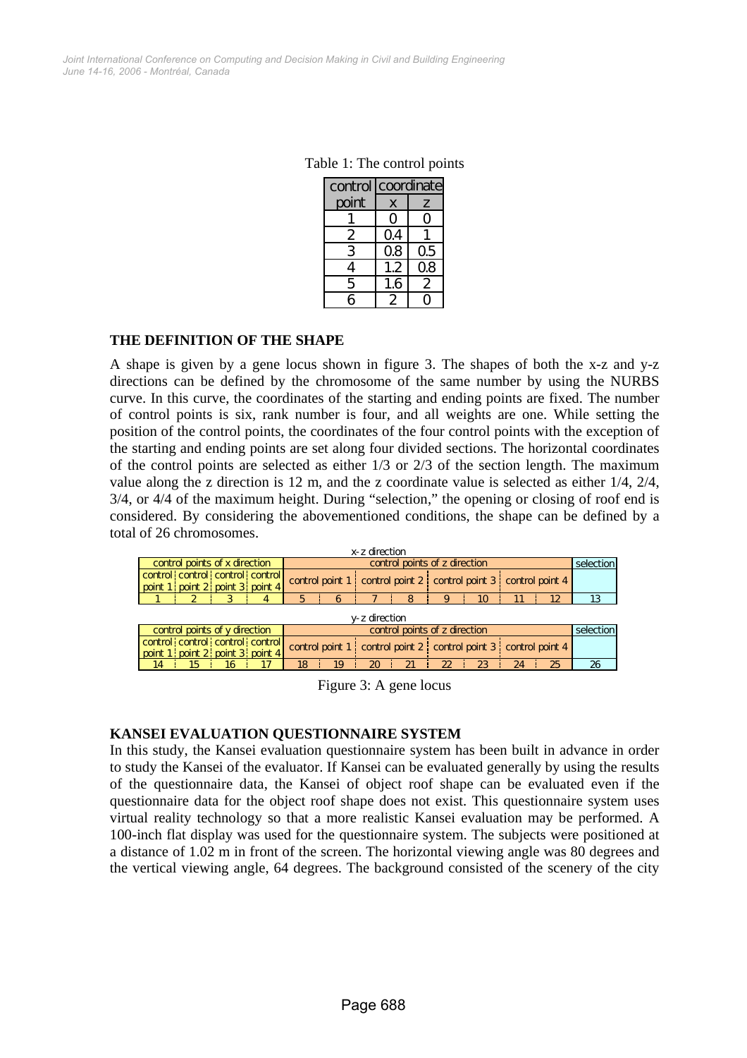Table 1: The control points

| control point | coordinate | |
|---|---|---|
| | x | z |
| 1 | 0 | 0 |
| 2 | 0.4 | 1 |
| 3 | 0.8 | 0.5 |
| 4 | 1.2 | 0.8 |
| 5 | 1.6 | 2 |
| 6 | 2 | 0 |

### THE DEFINITION OF THE SHAPE

A shape is given by a gene locus shown in figure 3. The shapes of both the x-z and y-z directions can be defined by the chromosome of the same number by using the NURBS curve. In this curve, the coordinates of the starting and ending points are fixed. The number of control points is six, rank number is four, and all weights are one. While setting the position of the control points, the coordinates of the four control points with the exception of the starting and ending points are set along four divided sections. The horizontal coordinates of the control points are selected as either 1/3 or 2/3 of the section length. The maximum value along the z direction is 12 m, and the z coordinate value is selected as either 1/4, 2/4, 3/4, or 4/4 of the maximum height. During "selection," the opening or closing of roof end is considered. By considering the abovementioned conditions, the shape can be defined by a total of 26 chromosomes.

x-z direction

| control points of x direction | | | | control points of z direction | | | | | | | | selection |
|---|---|---|---|---|---|---|---|---|---|---|---|---|
| control point 1 | control point 2 | control point 3 | control point 4 | control point 1 | | control point 2 | | control point 3 | | control point 4 | | |
| 1 | 2 | 3 | 4 | 5 | 6 | 7 | 8 | 9 | 10 | 11 | 12 | 13 |

y-z direction

| control points of y direction | | | | control points of z direction | | | | | | | | selection |
|---|---|---|---|---|---|---|---|---|---|---|---|---|
| control point 1 | control point 2 | control point 3 | control point 4 | control point 1 | | control point 2 | | control point 3 | | control point 4 | | |
| 14 | 15 | 16 | 17 | 18 | 19 | 20 | 21 | 22 | 23 | 24 | 25 | 26 |

Figure 3: A gene locus

### KANSEI EVALUATION QUESTIONNAIRE SYSTEM

In this study, the Kansei evaluation questionnaire system has been built in advance in order to study the Kansei of the evaluator. If Kansei can be evaluated generally by using the results of the questionnaire data, the Kansei of object roof shape can be evaluated even if the questionnaire data for the object roof shape does not exist. This questionnaire system uses virtual reality technology so that a more realistic Kansei evaluation may be performed. A 100-inch flat display was used for the questionnaire system. The subjects were positioned at a distance of 1.02 m in front of the screen. The horizontal viewing angle was 80 degrees and the vertical viewing angle, 64 degrees. The background consisted of the scenery of the city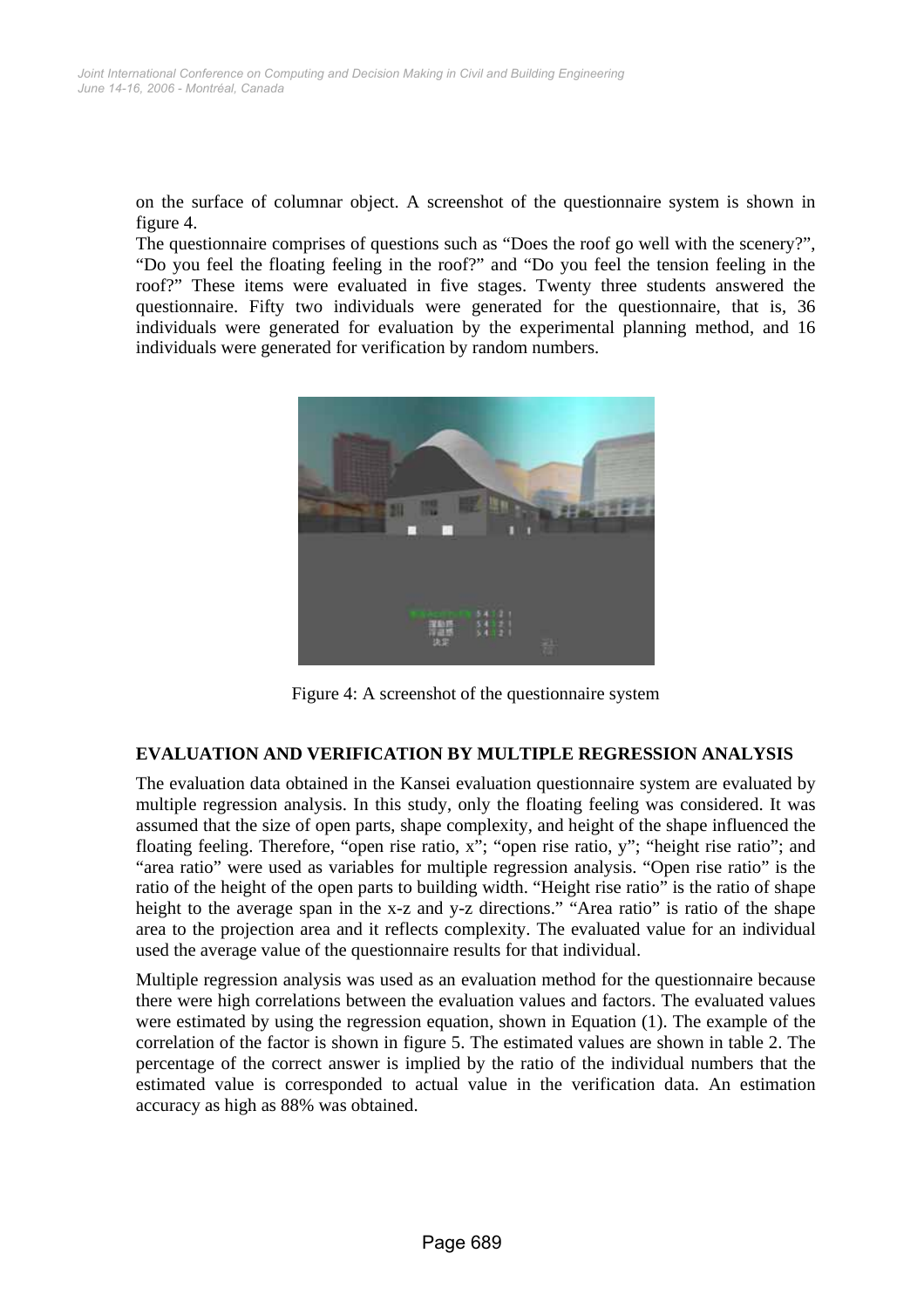on the surface of columnar object. A screenshot of the questionnaire system is shown in figure 4.

The questionnaire comprises of questions such as "Does the roof go well with the scenery?", "Do you feel the floating feeling in the roof?" and "Do you feel the tension feeling in the roof?" These items were evaluated in five stages. Twenty three students answered the questionnaire. Fifty two individuals were generated for the questionnaire, that is, 36 individuals were generated for evaluation by the experimental planning method, and 16 individuals were generated for verification by random numbers.

Figure 4: A screenshot of the questionnaire system

## EVALUATION AND VERIFICATION BY MULTIPLE REGRESSION ANALYSIS

The evaluation data obtained in the Kansei evaluation questionnaire system are evaluated by multiple regression analysis. In this study, only the floating feeling was considered. It was assumed that the size of open parts, shape complexity, and height of the shape influenced the floating feeling. Therefore, "open rise ratio, x"; "open rise ratio, y"; "height rise ratio"; and "area ratio" were used as variables for multiple regression analysis. "Open rise ratio" is the ratio of the height of the open parts to building width. "Height rise ratio" is the ratio of shape height to the average span in the x-z and y-z directions." "Area ratio" is ratio of the shape area to the projection area and it reflects complexity. The evaluated value for an individual used the average value of the questionnaire results for that individual.

Multiple regression analysis was used as an evaluation method for the questionnaire because there were high correlations between the evaluation values and factors. The evaluated values were estimated by using the regression equation, shown in Equation (1). The example of the correlation of the factor is shown in figure 5. The estimated values are shown in table 2. The percentage of the correct answer is implied by the ratio of the individual numbers that the estimated value is corresponded to actual value in the verification data. An estimation accuracy as high as 88% was obtained.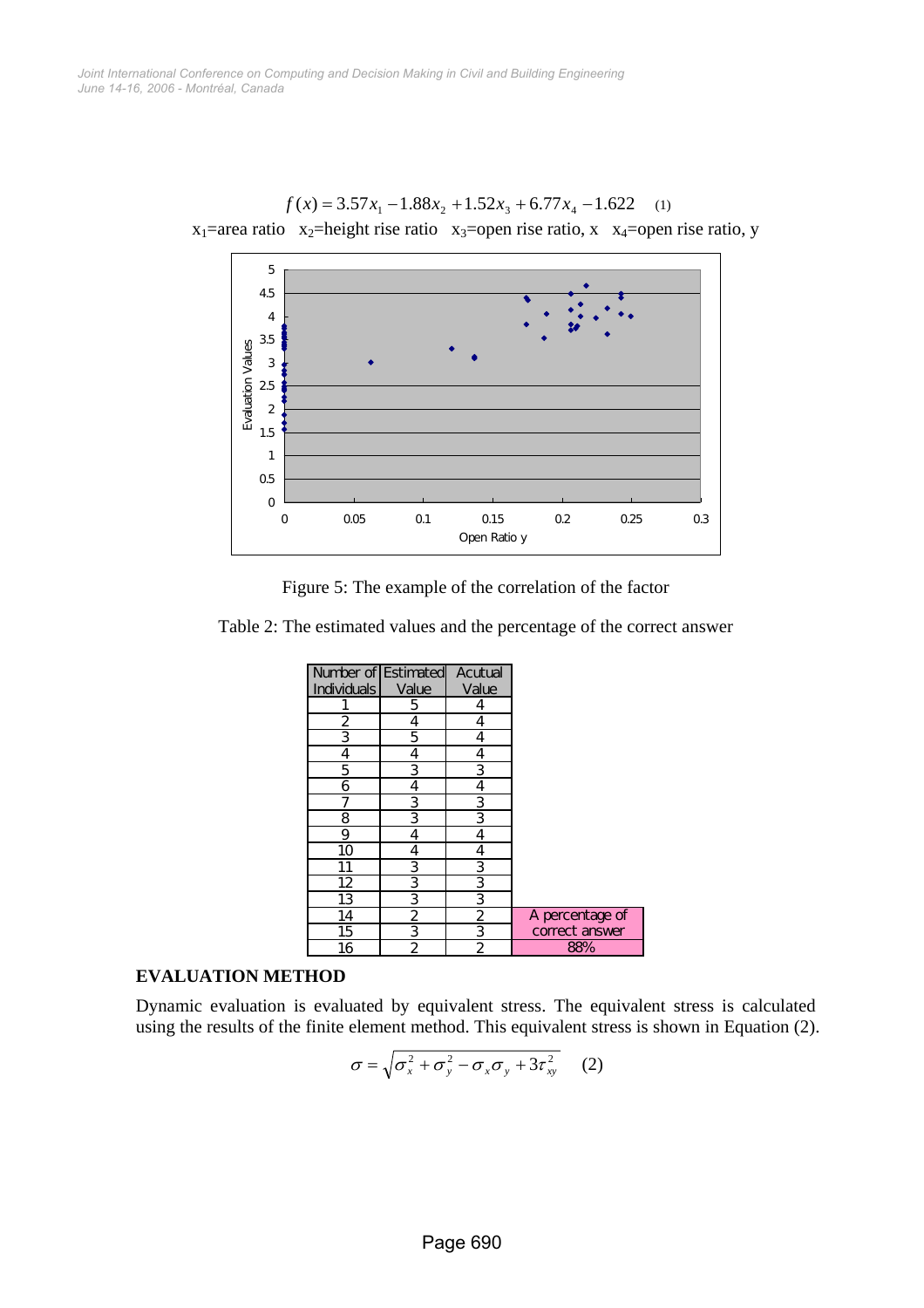$$f(x) = 3.57x_1 - 1.88x_2 + 1.52x_3 + 6.77x_4 - 1.622 \quad (1)$$

$x_1$=area ratio  $x_2$=height rise ratio  $x_3$=open rise ratio, x  $x_4$=open rise ratio, y

Figure 5: The example of the correlation of the factor

Table 2: The estimated values and the percentage of the correct answer

| Number of Individuals | Estimated Value | Acutual Value | |
|---|---|---|---|
| 1 | 5 | 4 | |
| 2 | 4 | 4 | |
| 3 | 5 | 4 | |
| 4 | 4 | 4 | |
| 5 | 3 | 3 | |
| 6 | 4 | 4 | |
| 7 | 3 | 3 | |
| 8 | 3 | 3 | |
| 9 | 4 | 4 | |
| 10 | 4 | 4 | |
| 11 | 3 | 3 | |
| 12 | 3 | 3 | |
| 13 | 3 | 3 | |
| 14 | 2 | 2 | A percentage of correct answer |
| 15 | 3 | 3 | |
| 16 | 2 | 2 | 88% |

**EVALUATION METHOD**

Dynamic evaluation is evaluated by equivalent stress. The equivalent stress is calculated using the results of the finite element method. This equivalent stress is shown in Equation (2).

$$\sigma = \sqrt{\sigma_x^2 + \sigma_y^2 - \sigma_x \sigma_y + 3\tau_{xy}^2} \quad (2)$$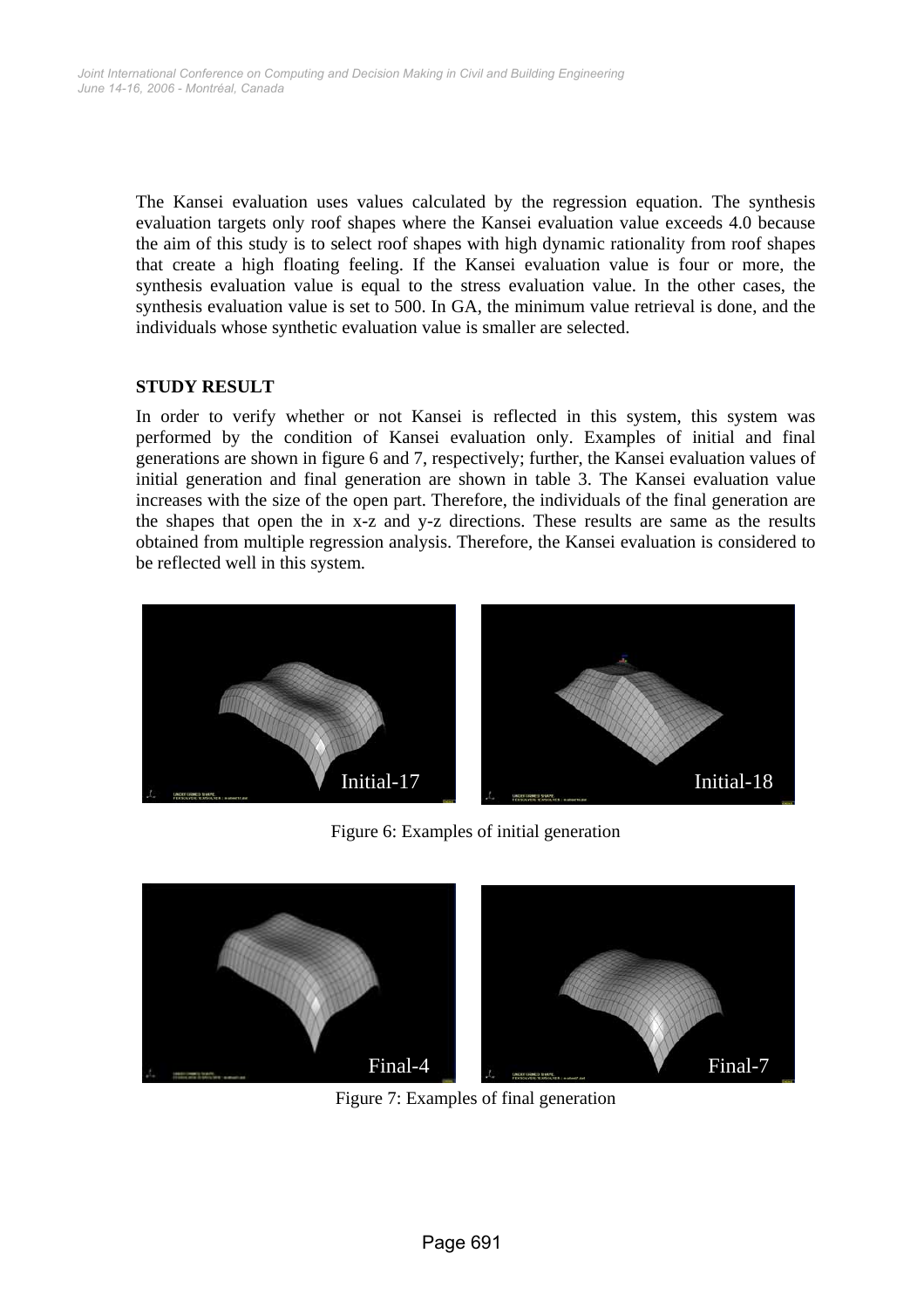The Kansei evaluation uses values calculated by the regression equation. The synthesis evaluation targets only roof shapes where the Kansei evaluation value exceeds 4.0 because the aim of this study is to select roof shapes with high dynamic rationality from roof shapes that create a high floating feeling. If the Kansei evaluation value is four or more, the synthesis evaluation value is equal to the stress evaluation value. In the other cases, the synthesis evaluation value is set to 500. In GA, the minimum value retrieval is done, and the individuals whose synthetic evaluation value is smaller are selected.

## STUDY RESULT

In order to verify whether or not Kansei is reflected in this system, this system was performed by the condition of Kansei evaluation only. Examples of initial and final generations are shown in figure 6 and 7, respectively; further, the Kansei evaluation values of initial generation and final generation are shown in table 3. The Kansei evaluation value increases with the size of the open part. Therefore, the individuals of the final generation are the shapes that open the in x-z and y-z directions. These results are same as the results obtained from multiple regression analysis. Therefore, the Kansei evaluation is considered to be reflected well in this system.

Initial-17 Initial-18

Figure 6: Examples of initial generation

Final-4 Final-7

Figure 7: Examples of final generation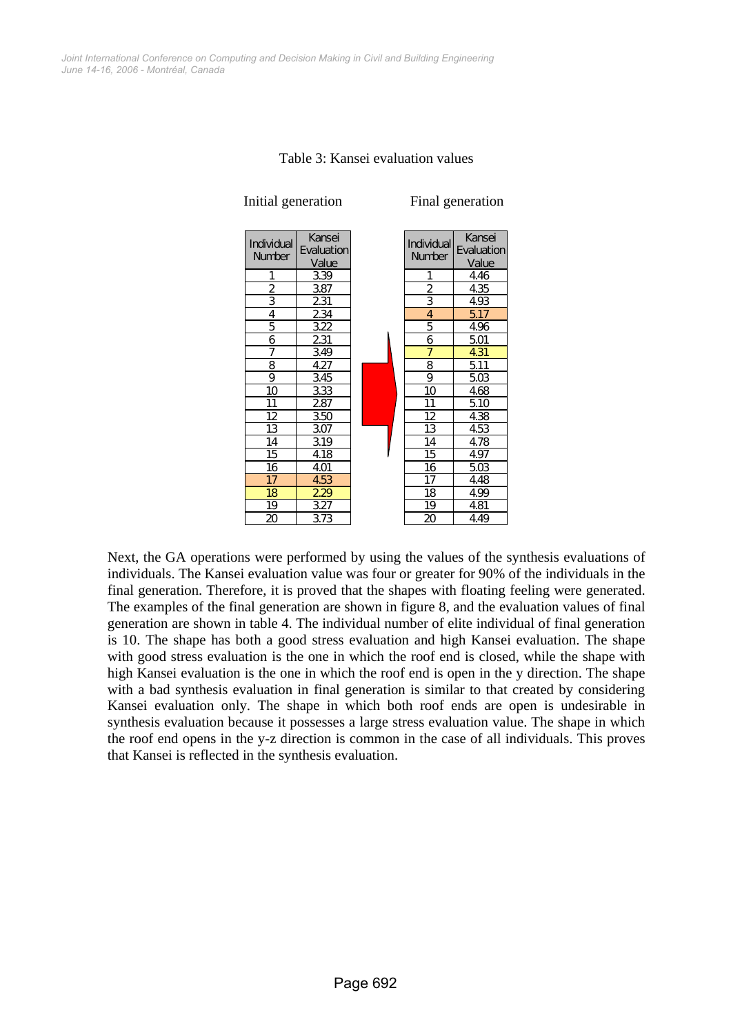Table 3: Kansei evaluation values

Initial generation

| Individual Number | Kansei Evaluation Value |
|---|---|
| 1 | 3.39 |
| 2 | 3.87 |
| 3 | 2.31 |
| 4 | 2.34 |
| 5 | 3.22 |
| 6 | 2.31 |
| 7 | 3.49 |
| 8 | 4.27 |
| 9 | 3.45 |
| 10 | 3.33 |
| 11 | 2.87 |
| 12 | 3.50 |
| 13 | 3.07 |
| 14 | 3.19 |
| 15 | 4.18 |
| 16 | 4.01 |
| 17 | 4.53 |
| 18 | 2.29 |
| 19 | 3.27 |
| 20 | 3.73 |

Final generation

| Individual Number | Kansei Evaluation Value |
|---|---|
| 1 | 4.46 |
| 2 | 4.35 |
| 3 | 4.93 |
| 4 | 5.17 |
| 5 | 4.96 |
| 6 | 5.01 |
| 7 | 4.31 |
| 8 | 5.11 |
| 9 | 5.03 |
| 10 | 4.68 |
| 11 | 5.10 |
| 12 | 4.38 |
| 13 | 4.53 |
| 14 | 4.78 |
| 15 | 4.97 |
| 16 | 5.03 |
| 17 | 4.48 |
| 18 | 4.99 |
| 19 | 4.81 |
| 20 | 4.49 |

Next, the GA operations were performed by using the values of the synthesis evaluations of individuals. The Kansei evaluation value was four or greater for 90% of the individuals in the final generation. Therefore, it is proved that the shapes with floating feeling were generated. The examples of the final generation are shown in figure 8, and the evaluation values of final generation are shown in table 4. The individual number of elite individual of final generation is 10. The shape has both a good stress evaluation and high Kansei evaluation. The shape with good stress evaluation is the one in which the roof end is closed, while the shape with high Kansei evaluation is the one in which the roof end is open in the y direction. The shape with a bad synthesis evaluation in final generation is similar to that created by considering Kansei evaluation only. The shape in which both roof ends are open is undesirable in synthesis evaluation because it possesses a large stress evaluation value. The shape in which the roof end opens in the y-z direction is common in the case of all individuals. This proves that Kansei is reflected in the synthesis evaluation.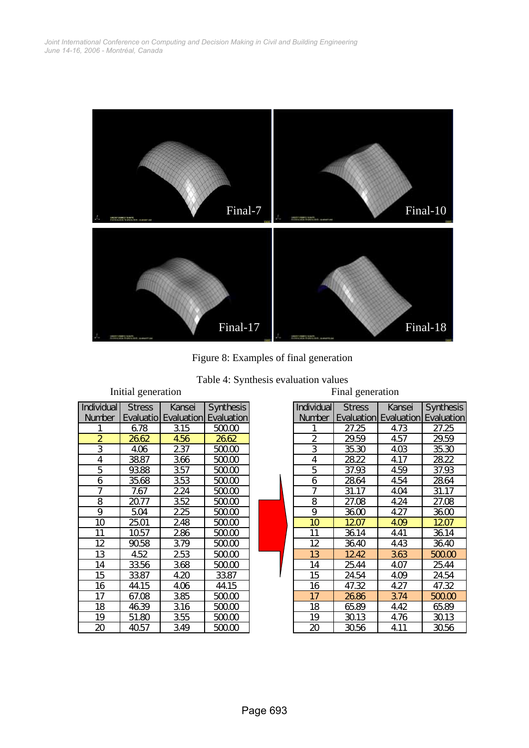Figure 8: Examples of final generation

Table 4: Synthesis evaluation values

Initial generation

| Individual Number | Stress Evaluatio | Kansei Evaluation | Synthesis Evaluation |
|---|---|---|---|
| 1 | 6.78 | 3.15 | 500.00 |
| 2 | 26.62 | 4.56 | 26.62 |
| 3 | 4.06 | 2.37 | 500.00 |
| 4 | 38.87 | 3.66 | 500.00 |
| 5 | 93.88 | 3.57 | 500.00 |
| 6 | 35.68 | 3.53 | 500.00 |
| 7 | 7.67 | 2.24 | 500.00 |
| 8 | 20.77 | 3.52 | 500.00 |
| 9 | 5.04 | 2.25 | 500.00 |
| 10 | 25.01 | 2.48 | 500.00 |
| 11 | 10.57 | 2.86 | 500.00 |
| 12 | 90.58 | 3.79 | 500.00 |
| 13 | 4.52 | 2.53 | 500.00 |
| 14 | 33.56 | 3.68 | 500.00 |
| 15 | 33.87 | 4.20 | 33.87 |
| 16 | 44.15 | 4.06 | 44.15 |
| 17 | 67.08 | 3.85 | 500.00 |
| 18 | 46.39 | 3.16 | 500.00 |
| 19 | 51.80 | 3.55 | 500.00 |
| 20 | 40.57 | 3.49 | 500.00 |

Final generation

| Individual Number | Stress Evaluation | Kansei Evaluation | Synthesis Evaluation |
|---|---|---|---|
| 1 | 27.25 | 4.73 | 27.25 |
| 2 | 29.59 | 4.57 | 29.59 |
| 3 | 35.30 | 4.03 | 35.30 |
| 4 | 28.22 | 4.17 | 28.22 |
| 5 | 37.93 | 4.59 | 37.93 |
| 6 | 28.64 | 4.54 | 28.64 |
| 7 | 31.17 | 4.04 | 31.17 |
| 8 | 27.08 | 4.24 | 27.08 |
| 9 | 36.00 | 4.27 | 36.00 |
| 10 | 12.07 | 4.09 | 12.07 |
| 11 | 36.14 | 4.41 | 36.14 |
| 12 | 36.40 | 4.43 | 36.40 |
| 13 | 12.42 | 3.63 | 500.00 |
| 14 | 25.44 | 4.07 | 25.44 |
| 15 | 24.54 | 4.09 | 24.54 |
| 16 | 47.32 | 4.27 | 47.32 |
| 17 | 26.86 | 3.74 | 500.00 |
| 18 | 65.89 | 4.42 | 65.89 |
| 19 | 30.13 | 4.76 | 30.13 |
| 20 | 30.56 | 4.11 | 30.56 |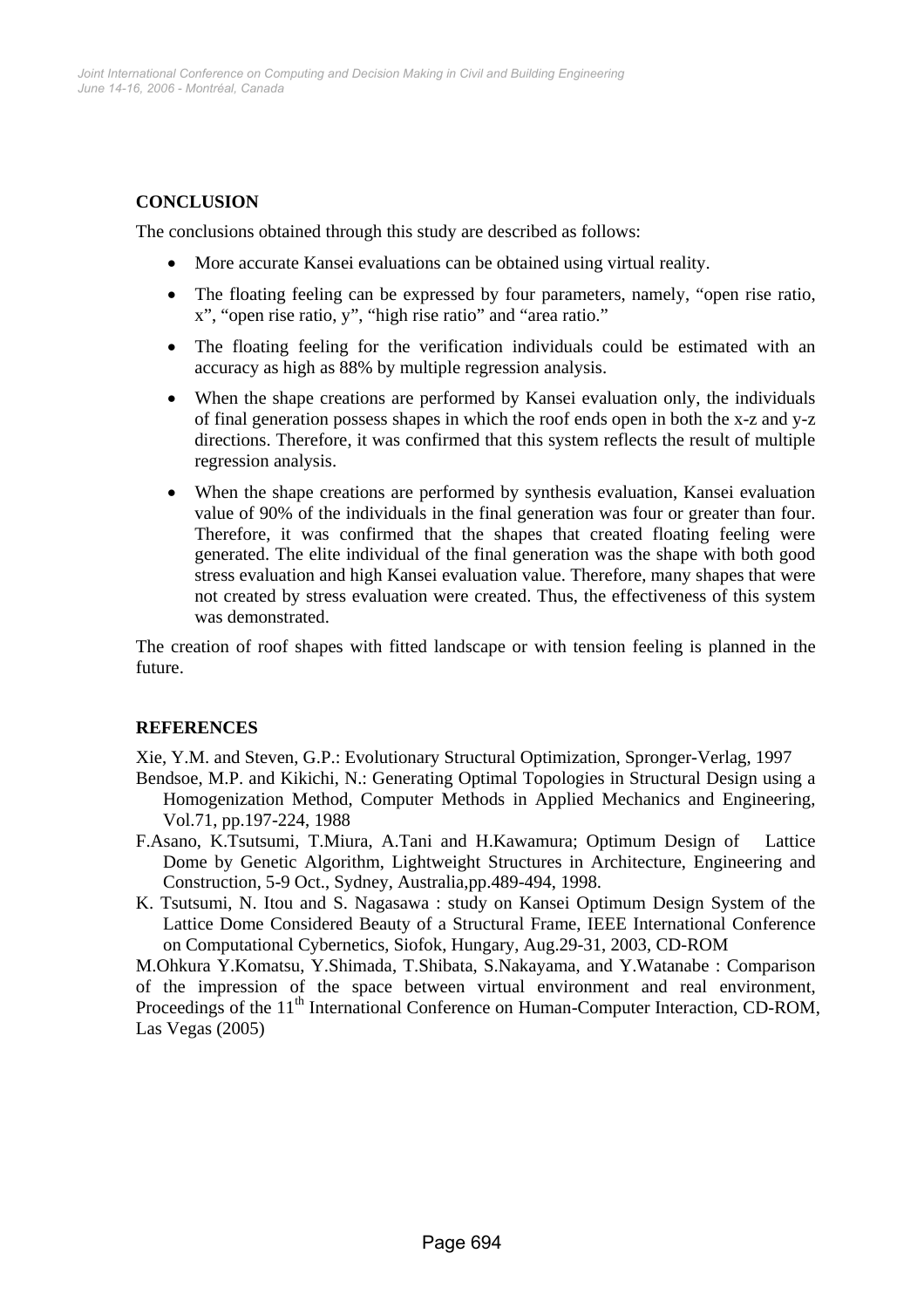## CONCLUSION

The conclusions obtained through this study are described as follows:

- More accurate Kansei evaluations can be obtained using virtual reality.
- The floating feeling can be expressed by four parameters, namely, "open rise ratio, x", "open rise ratio, y", "high rise ratio" and "area ratio."
- The floating feeling for the verification individuals could be estimated with an accuracy as high as 88% by multiple regression analysis.
- When the shape creations are performed by Kansei evaluation only, the individuals of final generation possess shapes in which the roof ends open in both the x-z and y-z directions. Therefore, it was confirmed that this system reflects the result of multiple regression analysis.
- When the shape creations are performed by synthesis evaluation, Kansei evaluation value of 90% of the individuals in the final generation was four or greater than four. Therefore, it was confirmed that the shapes that created floating feeling were generated. The elite individual of the final generation was the shape with both good stress evaluation and high Kansei evaluation value. Therefore, many shapes that were not created by stress evaluation were created. Thus, the effectiveness of this system was demonstrated.

The creation of roof shapes with fitted landscape or with tension feeling is planned in the future.

## REFERENCES

Xie, Y.M. and Steven, G.P.: Evolutionary Structural Optimization, Spronger-Verlag, 1997

Bendsoe, M.P. and Kikichi, N.: Generating Optimal Topologies in Structural Design using a Homogenization Method, Computer Methods in Applied Mechanics and Engineering, Vol.71, pp.197-224, 1988

F.Asano, K.Tsutsumi, T.Miura, A.Tani and H.Kawamura; Optimum Design of Lattice Dome by Genetic Algorithm, Lightweight Structures in Architecture, Engineering and Construction, 5-9 Oct., Sydney, Australia,pp.489-494, 1998.

K. Tsutsumi, N. Itou and S. Nagasawa : study on Kansei Optimum Design System of the Lattice Dome Considered Beauty of a Structural Frame, IEEE International Conference on Computational Cybernetics, Siofok, Hungary, Aug.29-31, 2003, CD-ROM

M.Ohkura Y.Komatsu, Y.Shimada, T.Shibata, S.Nakayama, and Y.Watanabe : Comparison of the impression of the space between virtual environment and real environment, Proceedings of the 11th International Conference on Human-Computer Interaction, CD-ROM, Las Vegas (2005)